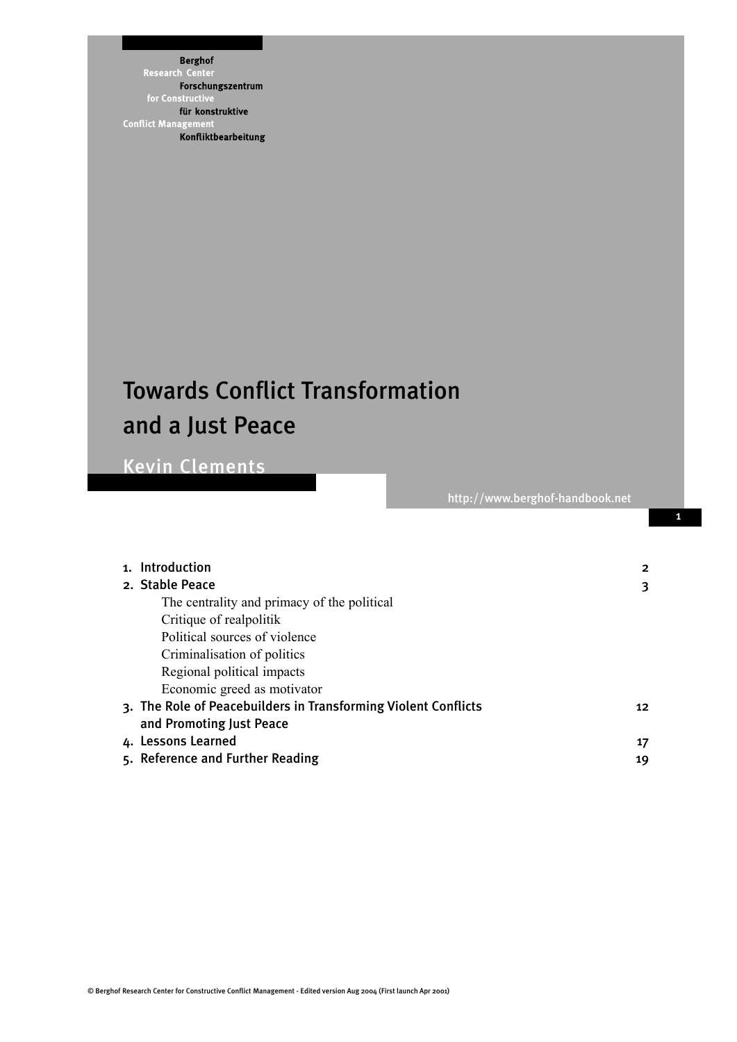Berghof
Research Center
Forschungszentrum
for Constructive
für konstruktive
Conflict Management
Konfliktbearbeitung

# Towards Conflict Transformation and a Just Peace

Kevin Clements

http://www.berghof-handbook.net

| | |
|---|---|
| 1. Introduction | 2 |
| 2. Stable Peace | 3 |
| The centrality and primacy of the political | |
| Critique of realpolitik | |
| Political sources of violence | |
| Criminalisation of politics | |
| Regional political impacts | |
| Economic greed as motivator | |
| 3. The Role of Peacebuilders in Transforming Violent Conflicts and Promoting Just Peace | 12 |
| 4. Lessons Learned | 17 |
| 5. Reference and Further Reading | 19 |

© Berghof Research Center for Constructive Conflict Management - Edited version Aug 2004 (First launch Apr 2001)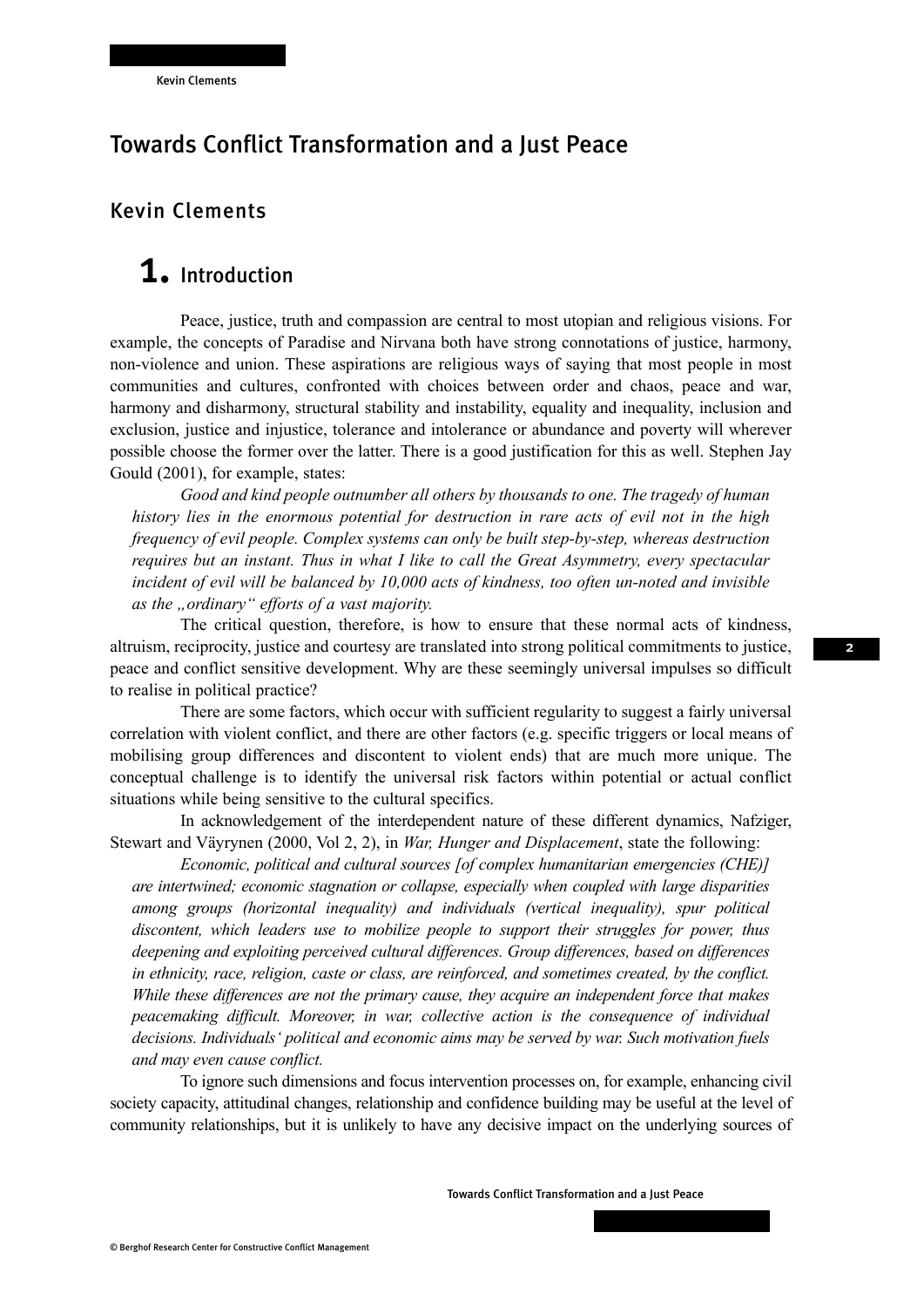# Towards Conflict Transformation and a Just Peace

## Kevin Clements

## 1. Introduction

Peace, justice, truth and compassion are central to most utopian and religious visions. For example, the concepts of Paradise and Nirvana both have strong connotations of justice, harmony, non-violence and union. These aspirations are religious ways of saying that most people in most communities and cultures, confronted with choices between order and chaos, peace and war, harmony and disharmony, structural stability and instability, equality and inequality, inclusion and exclusion, justice and injustice, tolerance and intolerance or abundance and poverty will wherever possible choose the former over the latter. There is a good justification for this as well. Stephen Jay Gould (2001), for example, states:

*Good and kind people outnumber all others by thousands to one. The tragedy of human history lies in the enormous potential for destruction in rare acts of evil not in the high frequency of evil people. Complex systems can only be built step-by-step, whereas destruction requires but an instant. Thus in what I like to call the Great Asymmetry, every spectacular incident of evil will be balanced by 10,000 acts of kindness, too often un-noted and invisible as the „ordinary" efforts of a vast majority.*

The critical question, therefore, is how to ensure that these normal acts of kindness, altruism, reciprocity, justice and courtesy are translated into strong political commitments to justice, peace and conflict sensitive development. Why are these seemingly universal impulses so difficult to realise in political practice?

There are some factors, which occur with sufficient regularity to suggest a fairly universal correlation with violent conflict, and there are other factors (e.g. specific triggers or local means of mobilising group differences and discontent to violent ends) that are much more unique. The conceptual challenge is to identify the universal risk factors within potential or actual conflict situations while being sensitive to the cultural specifics.

In acknowledgement of the interdependent nature of these different dynamics, Nafziger, Stewart and Väyrynen (2000, Vol 2, 2), in *War, Hunger and Displacement*, state the following:

*Economic, political and cultural sources [of complex humanitarian emergencies (CHE)] are intertwined; economic stagnation or collapse, especially when coupled with large disparities among groups (horizontal inequality) and individuals (vertical inequality), spur political discontent, which leaders use to mobilize people to support their struggles for power, thus deepening and exploiting perceived cultural differences. Group differences, based on differences in ethnicity, race, religion, caste or class, are reinforced, and sometimes created, by the conflict. While these differences are not the primary cause, they acquire an independent force that makes peacemaking difficult. Moreover, in war, collective action is the consequence of individual decisions. Individuals' political and economic aims may be served by war. Such motivation fuels and may even cause conflict.*

To ignore such dimensions and focus intervention processes on, for example, enhancing civil society capacity, attitudinal changes, relationship and confidence building may be useful at the level of community relationships, but it is unlikely to have any decisive impact on the underlying sources of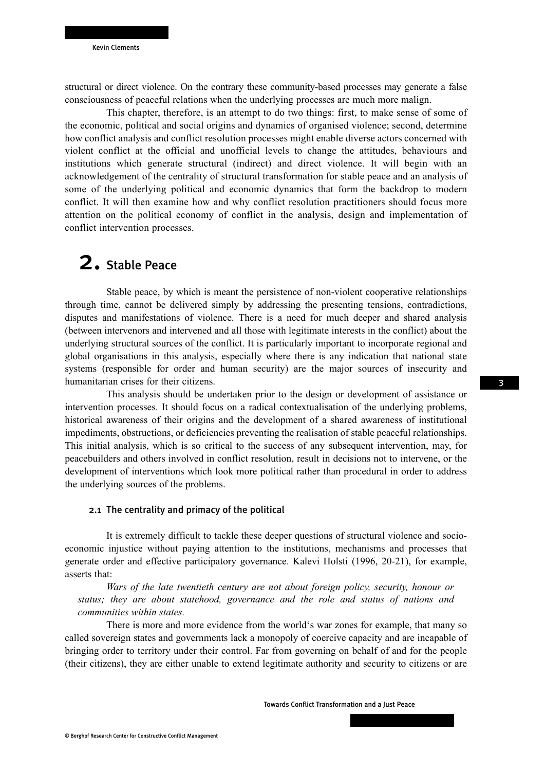structural or direct violence. On the contrary these community-based processes may generate a false consciousness of peaceful relations when the underlying processes are much more malign.

This chapter, therefore, is an attempt to do two things: first, to make sense of some of the economic, political and social origins and dynamics of organised violence; second, determine how conflict analysis and conflict resolution processes might enable diverse actors concerned with violent conflict at the official and unofficial levels to change the attitudes, behaviours and institutions which generate structural (indirect) and direct violence. It will begin with an acknowledgement of the centrality of structural transformation for stable peace and an analysis of some of the underlying political and economic dynamics that form the backdrop to modern conflict. It will then examine how and why conflict resolution practitioners should focus more attention on the political economy of conflict in the analysis, design and implementation of conflict intervention processes.

# 2. Stable Peace

Stable peace, by which is meant the persistence of non-violent cooperative relationships through time, cannot be delivered simply by addressing the presenting tensions, contradictions, disputes and manifestations of violence. There is a need for much deeper and shared analysis (between intervenors and intervened and all those with legitimate interests in the conflict) about the underlying structural sources of the conflict. It is particularly important to incorporate regional and global organisations in this analysis, especially where there is any indication that national state systems (responsible for order and human security) are the major sources of insecurity and humanitarian crises for their citizens.

This analysis should be undertaken prior to the design or development of assistance or intervention processes. It should focus on a radical contextualisation of the underlying problems, historical awareness of their origins and the development of a shared awareness of institutional impediments, obstructions, or deficiencies preventing the realisation of stable peaceful relationships. This initial analysis, which is so critical to the success of any subsequent intervention, may, for peacebuilders and others involved in conflict resolution, result in decisions not to intervene, or the development of interventions which look more political rather than procedural in order to address the underlying sources of the problems.

## 2.1 The centrality and primacy of the political

It is extremely difficult to tackle these deeper questions of structural violence and socio-economic injustice without paying attention to the institutions, mechanisms and processes that generate order and effective participatory governance. Kalevi Holsti (1996, 20-21), for example, asserts that:

> *Wars of the late twentieth century are not about foreign policy, security, honour or status; they are about statehood, governance and the role and status of nations and communities within states.*

There is more and more evidence from the world's war zones for example, that many so called sovereign states and governments lack a monopoly of coercive capacity and are incapable of bringing order to territory under their control. Far from governing on behalf of and for the people (their citizens), they are either unable to extend legitimate authority and security to citizens or are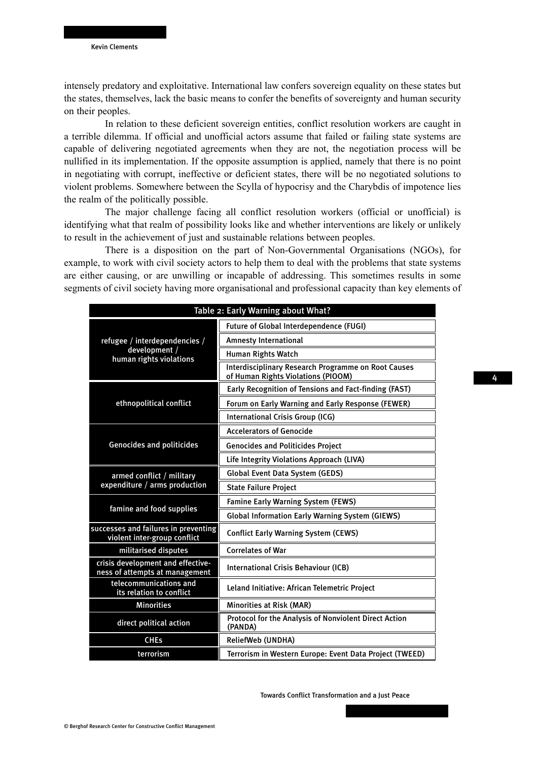intensely predatory and exploitative. International law confers sovereign equality on these states but the states, themselves, lack the basic means to confer the benefits of sovereignty and human security on their peoples.

In relation to these deficient sovereign entities, conflict resolution workers are caught in a terrible dilemma. If official and unofficial actors assume that failed or failing state systems are capable of delivering negotiated agreements when they are not, the negotiation process will be nullified in its implementation. If the opposite assumption is applied, namely that there is no point in negotiating with corrupt, ineffective or deficient states, there will be no negotiated solutions to violent problems. Somewhere between the Scylla of hypocrisy and the Charybdis of impotence lies the realm of the politically possible.

The major challenge facing all conflict resolution workers (official or unofficial) is identifying what that realm of possibility looks like and whether interventions are likely or unlikely to result in the achievement of just and sustainable relations between peoples.

There is a disposition on the part of Non-Governmental Organisations (NGOs), for example, to work with civil society actors to help them to deal with the problems that state systems are either causing, or are unwilling or incapable of addressing. This sometimes results in some segments of civil society having more organisational and professional capacity than key elements of

**Table 2: Early Warning about What?**

| | |
|---|---|
| refugee / interdependencies / development / human rights violations | Future of Global Interdependence (FUGI) |
| | Amnesty International |
| | Human Rights Watch |
| | Interdisciplinary Research Programme on Root Causes of Human Rights Violations (PIOOM) |
| ethnopolitical conflict | Early Recognition of Tensions and Fact-finding (FAST) |
| | Forum on Early Warning and Early Response (FEWER) |
| | International Crisis Group (ICG) |
| Genocides and politicides | Accelerators of Genocide |
| | Genocides and Politicides Project |
| | Life Integrity Violations Approach (LIVA) |
| armed conflict / military expenditure / arms production | Global Event Data System (GEDS) |
| | State Failure Project |
| famine and food supplies | Famine Early Warning System (FEWS) |
| | Global Information Early Warning System (GIEWS) |
| successes and failures in preventing violent inter-group conflict | Conflict Early Warning System (CEWS) |
| militarised disputes | Correlates of War |
| crisis development and effectiveness of attempts at management | International Crisis Behaviour (ICB) |
| telecommunications and its relation to conflict | Leland Initiative: African Telemetric Project |
| Minorities | Minorities at Risk (MAR) |
| direct political action | Protocol for the Analysis of Nonviolent Direct Action (PANDA) |
| CHEs | ReliefWeb (UNDHA) |
| terrorism | Terrorism in Western Europe: Event Data Project (TWEED) |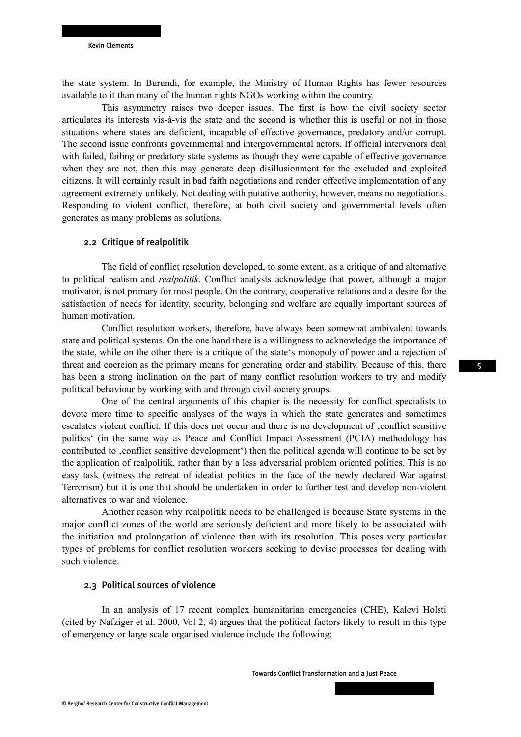the state system. In Burundi, for example, the Ministry of Human Rights has fewer resources available to it than many of the human rights NGOs working within the country.

This asymmetry raises two deeper issues. The first is how the civil society sector articulates its interests vis-à-vis the state and the second is whether this is useful or not in those situations where states are deficient, incapable of effective governance, predatory and/or corrupt. The second issue confronts governmental and intergovernmental actors. If official intervenors deal with failed, failing or predatory state systems as though they were capable of effective governance when they are not, then this may generate deep disillusionment for the excluded and exploited citizens. It will certainly result in bad faith negotiations and render effective implementation of any agreement extremely unlikely. Not dealing with putative authority, however, means no negotiations. Responding to violent conflict, therefore, at both civil society and governmental levels often generates as many problems as solutions.

### 2.2 Critique of realpolitik

The field of conflict resolution developed, to some extent, as a critique of and alternative to political realism and *realpolitik*. Conflict analysts acknowledge that power, although a major motivator, is not primary for most people. On the contrary, cooperative relations and a desire for the satisfaction of needs for identity, security, belonging and welfare are equally important sources of human motivation.

Conflict resolution workers, therefore, have always been somewhat ambivalent towards state and political systems. On the one hand there is a willingness to acknowledge the importance of the state, while on the other there is a critique of the state's monopoly of power and a rejection of threat and coercion as the primary means for generating order and stability. Because of this, there has been a strong inclination on the part of many conflict resolution workers to try and modify political behaviour by working with and through civil society groups.

One of the central arguments of this chapter is the necessity for conflict specialists to devote more time to specific analyses of the ways in which the state generates and sometimes escalates violent conflict. If this does not occur and there is no development of ‚conflict sensitive politics' (in the same way as Peace and Conflict Impact Assessment (PCIA) methodology has contributed to ‚conflict sensitive development') then the political agenda will continue to be set by the application of realpolitik, rather than by a less adversarial problem oriented politics. This is no easy task (witness the retreat of idealist politics in the face of the newly declared War against Terrorism) but it is one that should be undertaken in order to further test and develop non-violent alternatives to war and violence.

Another reason why realpolitik needs to be challenged is because State systems in the major conflict zones of the world are seriously deficient and more likely to be associated with the initiation and prolongation of violence than with its resolution. This poses very particular types of problems for conflict resolution workers seeking to devise processes for dealing with such violence.

### 2.3 Political sources of violence

In an analysis of 17 recent complex humanitarian emergencies (CHE), Kalevi Holsti (cited by Nafziger et al. 2000, Vol 2, 4) argues that the political factors likely to result in this type of emergency or large scale organised violence include the following: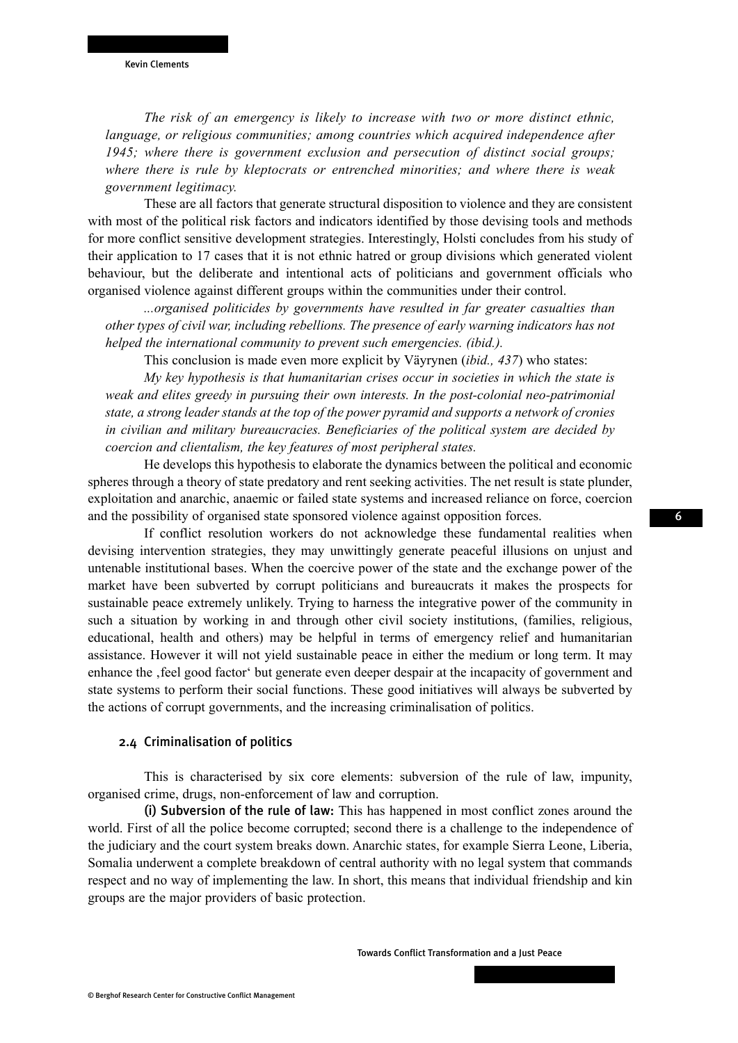*The risk of an emergency is likely to increase with two or more distinct ethnic, language, or religious communities; among countries which acquired independence after 1945; where there is government exclusion and persecution of distinct social groups; where there is rule by kleptocrats or entrenched minorities; and where there is weak government legitimacy.*

These are all factors that generate structural disposition to violence and they are consistent with most of the political risk factors and indicators identified by those devising tools and methods for more conflict sensitive development strategies. Interestingly, Holsti concludes from his study of their application to 17 cases that it is not ethnic hatred or group divisions which generated violent behaviour, but the deliberate and intentional acts of politicians and government officials who organised violence against different groups within the communities under their control.

*...organised politicides by governments have resulted in far greater casualties than other types of civil war, including rebellions. The presence of early warning indicators has not helped the international community to prevent such emergencies. (ibid.).*

This conclusion is made even more explicit by Väyrynen (*ibid., 437*) who states:

*My key hypothesis is that humanitarian crises occur in societies in which the state is weak and elites greedy in pursuing their own interests. In the post-colonial neo-patrimonial state, a strong leader stands at the top of the power pyramid and supports a network of cronies in civilian and military bureaucracies. Beneficiaries of the political system are decided by coercion and clientalism, the key features of most peripheral states.*

He develops this hypothesis to elaborate the dynamics between the political and economic spheres through a theory of state predatory and rent seeking activities. The net result is state plunder, exploitation and anarchic, anaemic or failed state systems and increased reliance on force, coercion and the possibility of organised state sponsored violence against opposition forces.

If conflict resolution workers do not acknowledge these fundamental realities when devising intervention strategies, they may unwittingly generate peaceful illusions on unjust and untenable institutional bases. When the coercive power of the state and the exchange power of the market have been subverted by corrupt politicians and bureaucrats it makes the prospects for sustainable peace extremely unlikely. Trying to harness the integrative power of the community in such a situation by working in and through other civil society institutions, (families, religious, educational, health and others) may be helpful in terms of emergency relief and humanitarian assistance. However it will not yield sustainable peace in either the medium or long term. It may enhance the ‚feel good factor' but generate even deeper despair at the incapacity of government and state systems to perform their social functions. These good initiatives will always be subverted by the actions of corrupt governments, and the increasing criminalisation of politics.

### 2.4 Criminalisation of politics

This is characterised by six core elements: subversion of the rule of law, impunity, organised crime, drugs, non-enforcement of law and corruption.

**(i) Subversion of the rule of law:** This has happened in most conflict zones around the world. First of all the police become corrupted; second there is a challenge to the independence of the judiciary and the court system breaks down. Anarchic states, for example Sierra Leone, Liberia, Somalia underwent a complete breakdown of central authority with no legal system that commands respect and no way of implementing the law. In short, this means that individual friendship and kin groups are the major providers of basic protection.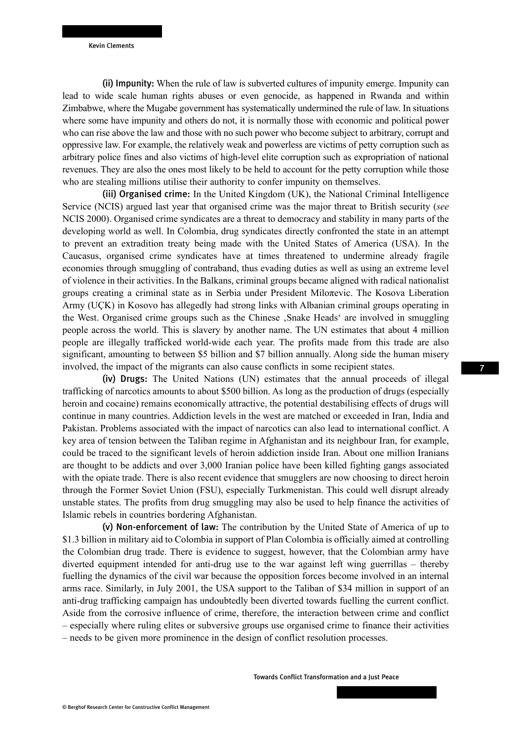**(ii) Impunity:** When the rule of law is subverted cultures of impunity emerge. Impunity can lead to wide scale human rights abuses or even genocide, as happened in Rwanda and within Zimbabwe, where the Mugabe government has systematically undermined the rule of law. In situations where some have impunity and others do not, it is normally those with economic and political power who can rise above the law and those with no such power who become subject to arbitrary, corrupt and oppressive law. For example, the relatively weak and powerless are victims of petty corruption such as arbitrary police fines and also victims of high-level elite corruption such as expropriation of national revenues. They are also the ones most likely to be held to account for the petty corruption while those who are stealing millions utilise their authority to confer impunity on themselves.

**(iii) Organised crime:** In the United Kingdom (UK), the National Criminal Intelligence Service (NCIS) argued last year that organised crime was the major threat to British security (*see* NCIS 2000). Organised crime syndicates are a threat to democracy and stability in many parts of the developing world as well. In Colombia, drug syndicates directly confronted the state in an attempt to prevent an extradition treaty being made with the United States of America (USA). In the Caucasus, organised crime syndicates have at times threatened to undermine already fragile economies through smuggling of contraband, thus evading duties as well as using an extreme level of violence in their activities. In the Balkans, criminal groups became aligned with radical nationalist groups creating a criminal state as in Serbia under President Miloπevic. The Kosova Liberation Army (UÇK) in Kosovo has allegedly had strong links with Albanian criminal groups operating in the West. Organised crime groups such as the Chinese ‚Snake Heads' are involved in smuggling people across the world. This is slavery by another name. The UN estimates that about 4 million people are illegally trafficked world-wide each year. The profits made from this trade are also significant, amounting to between $5 billion and $7 billion annually. Along side the human misery involved, the impact of the migrants can also cause conflicts in some recipient states.

**(iv) Drugs:** The United Nations (UN) estimates that the annual proceeds of illegal trafficking of narcotics amounts to about $500 billion. As long as the production of drugs (especially heroin and cocaine) remains economically attractive, the potential destabilising effects of drugs will continue in many countries. Addiction levels in the west are matched or exceeded in Iran, India and Pakistan. Problems associated with the impact of narcotics can also lead to international conflict. A key area of tension between the Taliban regime in Afghanistan and its neighbour Iran, for example, could be traced to the significant levels of heroin addiction inside Iran. About one million Iranians are thought to be addicts and over 3,000 Iranian police have been killed fighting gangs associated with the opiate trade. There is also recent evidence that smugglers are now choosing to direct heroin through the Former Soviet Union (FSU), especially Turkmenistan. This could well disrupt already unstable states. The profits from drug smuggling may also be used to help finance the activities of Islamic rebels in countries bordering Afghanistan.

**(v) Non-enforcement of law:** The contribution by the United State of America of up to $1.3 billion in military aid to Colombia in support of Plan Colombia is officially aimed at controlling the Colombian drug trade. There is evidence to suggest, however, that the Colombian army have diverted equipment intended for anti-drug use to the war against left wing guerrillas – thereby fuelling the dynamics of the civil war because the opposition forces become involved in an internal arms race. Similarly, in July 2001, the USA support to the Taliban of $34 million in support of an anti-drug trafficking campaign has undoubtedly been diverted towards fuelling the current conflict. Aside from the corrosive influence of crime, therefore, the interaction between crime and conflict – especially where ruling elites or subversive groups use organised crime to finance their activities – needs to be given more prominence in the design of conflict resolution processes.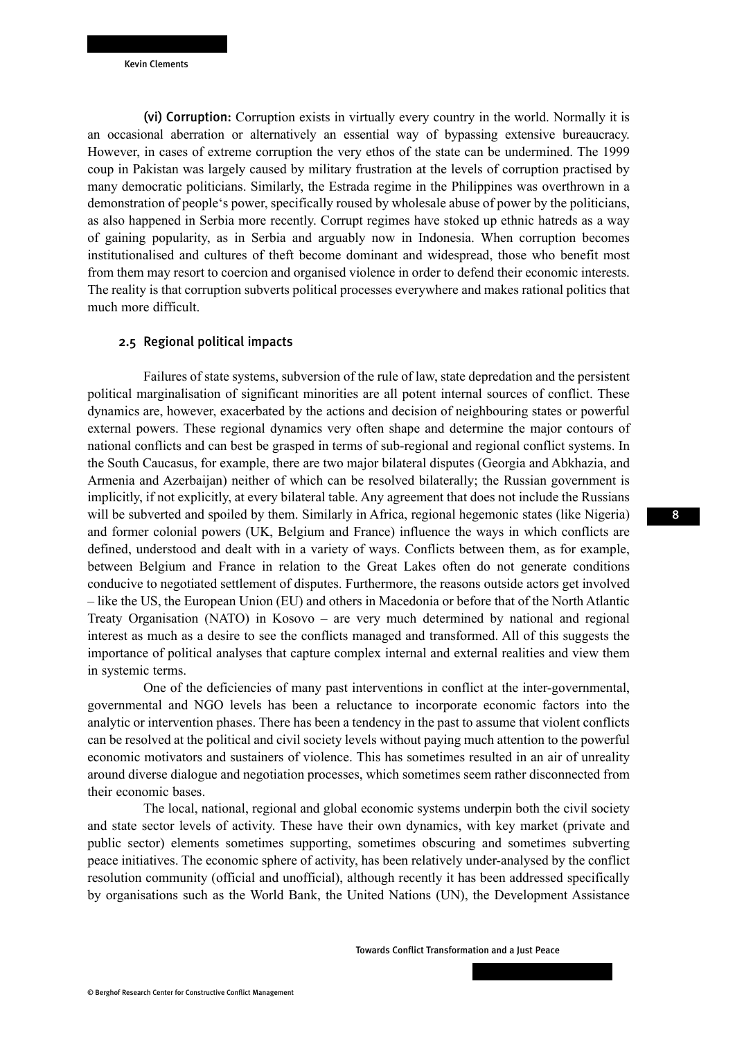**(vi) Corruption:** Corruption exists in virtually every country in the world. Normally it is an occasional aberration or alternatively an essential way of bypassing extensive bureaucracy. However, in cases of extreme corruption the very ethos of the state can be undermined. The 1999 coup in Pakistan was largely caused by military frustration at the levels of corruption practised by many democratic politicians. Similarly, the Estrada regime in the Philippines was overthrown in a demonstration of people's power, specifically roused by wholesale abuse of power by the politicians, as also happened in Serbia more recently. Corrupt regimes have stoked up ethnic hatreds as a way of gaining popularity, as in Serbia and arguably now in Indonesia. When corruption becomes institutionalised and cultures of theft become dominant and widespread, those who benefit most from them may resort to coercion and organised violence in order to defend their economic interests. The reality is that corruption subverts political processes everywhere and makes rational politics that much more difficult.

### 2.5 Regional political impacts

Failures of state systems, subversion of the rule of law, state depredation and the persistent political marginalisation of significant minorities are all potent internal sources of conflict. These dynamics are, however, exacerbated by the actions and decision of neighbouring states or powerful external powers. These regional dynamics very often shape and determine the major contours of national conflicts and can best be grasped in terms of sub-regional and regional conflict systems. In the South Caucasus, for example, there are two major bilateral disputes (Georgia and Abkhazia, and Armenia and Azerbaijan) neither of which can be resolved bilaterally; the Russian government is implicitly, if not explicitly, at every bilateral table. Any agreement that does not include the Russians will be subverted and spoiled by them. Similarly in Africa, regional hegemonic states (like Nigeria) and former colonial powers (UK, Belgium and France) influence the ways in which conflicts are defined, understood and dealt with in a variety of ways. Conflicts between them, as for example, between Belgium and France in relation to the Great Lakes often do not generate conditions conducive to negotiated settlement of disputes. Furthermore, the reasons outside actors get involved – like the US, the European Union (EU) and others in Macedonia or before that of the North Atlantic Treaty Organisation (NATO) in Kosovo – are very much determined by national and regional interest as much as a desire to see the conflicts managed and transformed. All of this suggests the importance of political analyses that capture complex internal and external realities and view them in systemic terms.

One of the deficiencies of many past interventions in conflict at the inter-governmental, governmental and NGO levels has been a reluctance to incorporate economic factors into the analytic or intervention phases. There has been a tendency in the past to assume that violent conflicts can be resolved at the political and civil society levels without paying much attention to the powerful economic motivators and sustainers of violence. This has sometimes resulted in an air of unreality around diverse dialogue and negotiation processes, which sometimes seem rather disconnected from their economic bases.

The local, national, regional and global economic systems underpin both the civil society and state sector levels of activity. These have their own dynamics, with key market (private and public sector) elements sometimes supporting, sometimes obscuring and sometimes subverting peace initiatives. The economic sphere of activity, has been relatively under-analysed by the conflict resolution community (official and unofficial), although recently it has been addressed specifically by organisations such as the World Bank, the United Nations (UN), the Development Assistance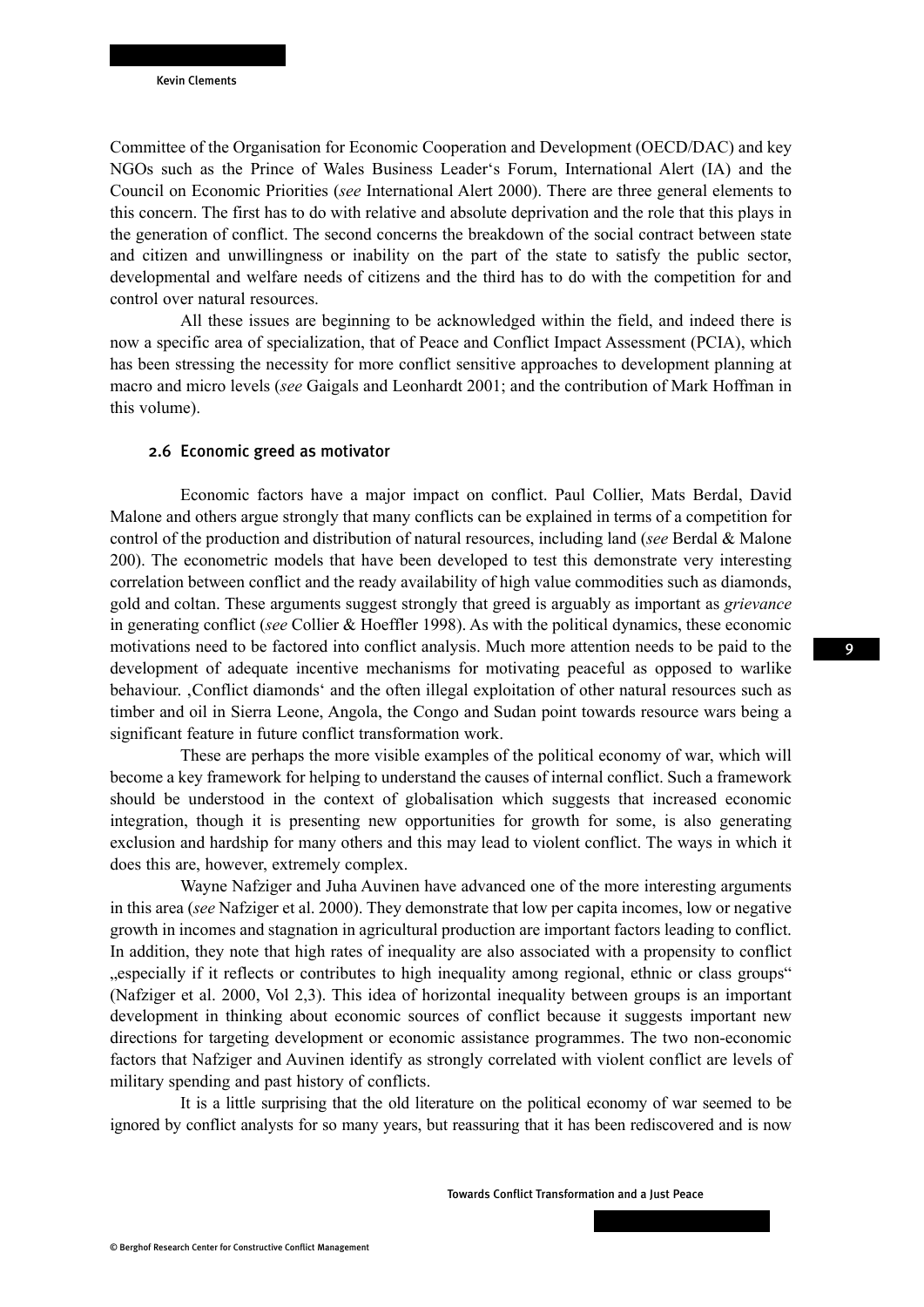Committee of the Organisation for Economic Cooperation and Development (OECD/DAC) and key NGOs such as the Prince of Wales Business Leader's Forum, International Alert (IA) and the Council on Economic Priorities (*see* International Alert 2000). There are three general elements to this concern. The first has to do with relative and absolute deprivation and the role that this plays in the generation of conflict. The second concerns the breakdown of the social contract between state and citizen and unwillingness or inability on the part of the state to satisfy the public sector, developmental and welfare needs of citizens and the third has to do with the competition for and control over natural resources.

All these issues are beginning to be acknowledged within the field, and indeed there is now a specific area of specialization, that of Peace and Conflict Impact Assessment (PCIA), which has been stressing the necessity for more conflict sensitive approaches to development planning at macro and micro levels (*see* Gaigals and Leonhardt 2001; and the contribution of Mark Hoffman in this volume).

### 2.6 Economic greed as motivator

Economic factors have a major impact on conflict. Paul Collier, Mats Berdal, David Malone and others argue strongly that many conflicts can be explained in terms of a competition for control of the production and distribution of natural resources, including land (*see* Berdal & Malone 200). The econometric models that have been developed to test this demonstrate very interesting correlation between conflict and the ready availability of high value commodities such as diamonds, gold and coltan. These arguments suggest strongly that greed is arguably as important as *grievance* in generating conflict (*see* Collier & Hoeffler 1998). As with the political dynamics, these economic motivations need to be factored into conflict analysis. Much more attention needs to be paid to the development of adequate incentive mechanisms for motivating peaceful as opposed to warlike behaviour. ‚Conflict diamonds' and the often illegal exploitation of other natural resources such as timber and oil in Sierra Leone, Angola, the Congo and Sudan point towards resource wars being a significant feature in future conflict transformation work.

These are perhaps the more visible examples of the political economy of war, which will become a key framework for helping to understand the causes of internal conflict. Such a framework should be understood in the context of globalisation which suggests that increased economic integration, though it is presenting new opportunities for growth for some, is also generating exclusion and hardship for many others and this may lead to violent conflict. The ways in which it does this are, however, extremely complex.

Wayne Nafziger and Juha Auvinen have advanced one of the more interesting arguments in this area (*see* Nafziger et al. 2000). They demonstrate that low per capita incomes, low or negative growth in incomes and stagnation in agricultural production are important factors leading to conflict. In addition, they note that high rates of inequality are also associated with a propensity to conflict „especially if it reflects or contributes to high inequality among regional, ethnic or class groups" (Nafziger et al. 2000, Vol 2,3). This idea of horizontal inequality between groups is an important development in thinking about economic sources of conflict because it suggests important new directions for targeting development or economic assistance programmes. The two non-economic factors that Nafziger and Auvinen identify as strongly correlated with violent conflict are levels of military spending and past history of conflicts.

It is a little surprising that the old literature on the political economy of war seemed to be ignored by conflict analysts for so many years, but reassuring that it has been rediscovered and is now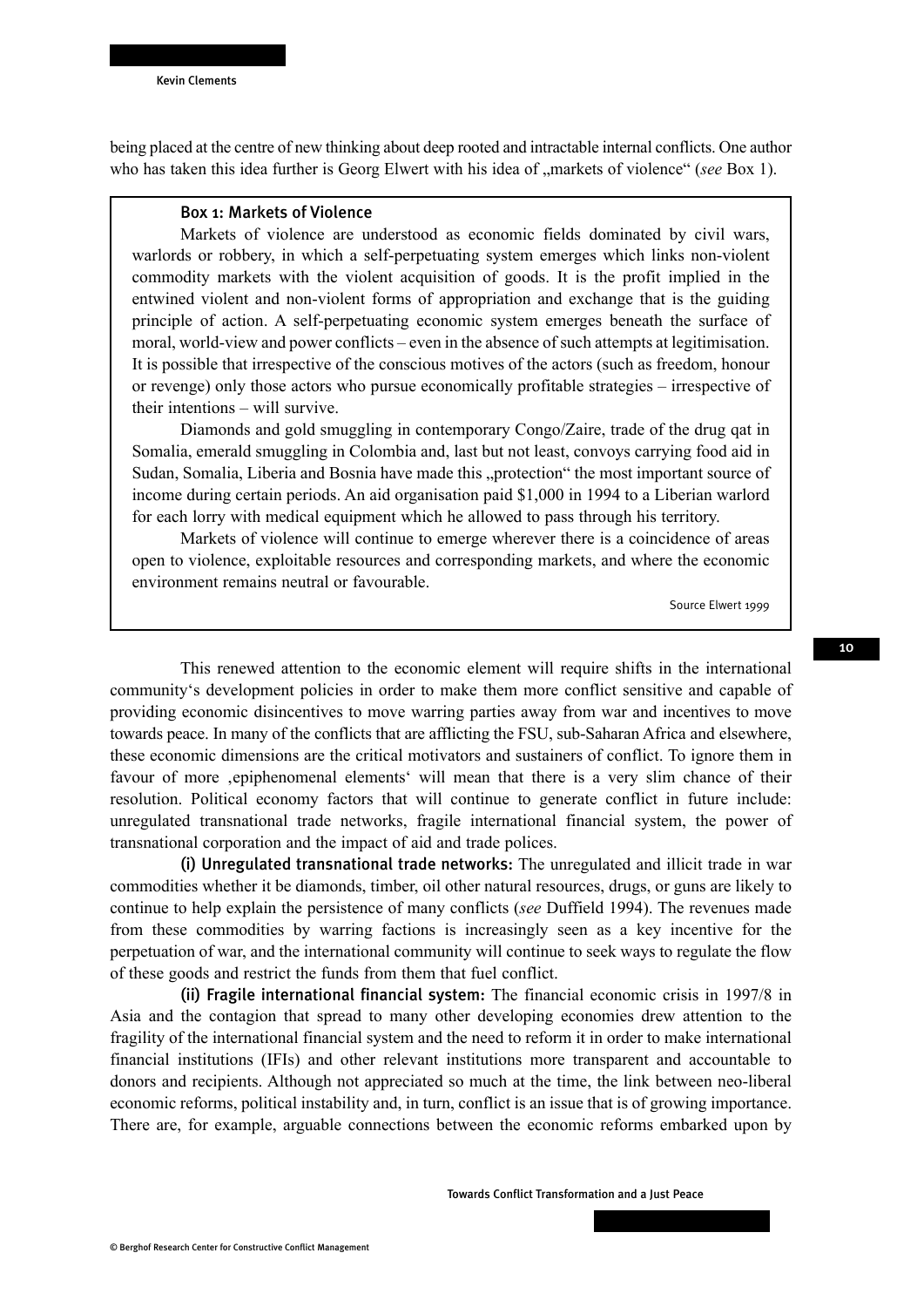being placed at the centre of new thinking about deep rooted and intractable internal conflicts. One author who has taken this idea further is Georg Elwert with his idea of „markets of violence" (*see* Box 1).

> **Box 1: Markets of Violence**
>
> Markets of violence are understood as economic fields dominated by civil wars, warlords or robbery, in which a self-perpetuating system emerges which links non-violent commodity markets with the violent acquisition of goods. It is the profit implied in the entwined violent and non-violent forms of appropriation and exchange that is the guiding principle of action. A self-perpetuating economic system emerges beneath the surface of moral, world-view and power conflicts – even in the absence of such attempts at legitimisation. It is possible that irrespective of the conscious motives of the actors (such as freedom, honour or revenge) only those actors who pursue economically profitable strategies – irrespective of their intentions – will survive.
>
> Diamonds and gold smuggling in contemporary Congo/Zaire, trade of the drug qat in Somalia, emerald smuggling in Colombia and, last but not least, convoys carrying food aid in Sudan, Somalia, Liberia and Bosnia have made this „protection" the most important source of income during certain periods. An aid organisation paid $1,000 in 1994 to a Liberian warlord for each lorry with medical equipment which he allowed to pass through his territory.
>
> Markets of violence will continue to emerge wherever there is a coincidence of areas open to violence, exploitable resources and corresponding markets, and where the economic environment remains neutral or favourable.
>
> Source Elwert 1999

This renewed attention to the economic element will require shifts in the international community's development policies in order to make them more conflict sensitive and capable of providing economic disincentives to move warring parties away from war and incentives to move towards peace. In many of the conflicts that are afflicting the FSU, sub-Saharan Africa and elsewhere, these economic dimensions are the critical motivators and sustainers of conflict. To ignore them in favour of more ‚epiphenomenal elements' will mean that there is a very slim chance of their resolution. Political economy factors that will continue to generate conflict in future include: unregulated transnational trade networks, fragile international financial system, the power of transnational corporation and the impact of aid and trade polices.

**(i) Unregulated transnational trade networks:** The unregulated and illicit trade in war commodities whether it be diamonds, timber, oil other natural resources, drugs, or guns are likely to continue to help explain the persistence of many conflicts (*see* Duffield 1994). The revenues made from these commodities by warring factions is increasingly seen as a key incentive for the perpetuation of war, and the international community will continue to seek ways to regulate the flow of these goods and restrict the funds from them that fuel conflict.

**(ii) Fragile international financial system:** The financial economic crisis in 1997/8 in Asia and the contagion that spread to many other developing economies drew attention to the fragility of the international financial system and the need to reform it in order to make international financial institutions (IFIs) and other relevant institutions more transparent and accountable to donors and recipients. Although not appreciated so much at the time, the link between neo-liberal economic reforms, political instability and, in turn, conflict is an issue that is of growing importance. There are, for example, arguable connections between the economic reforms embarked upon by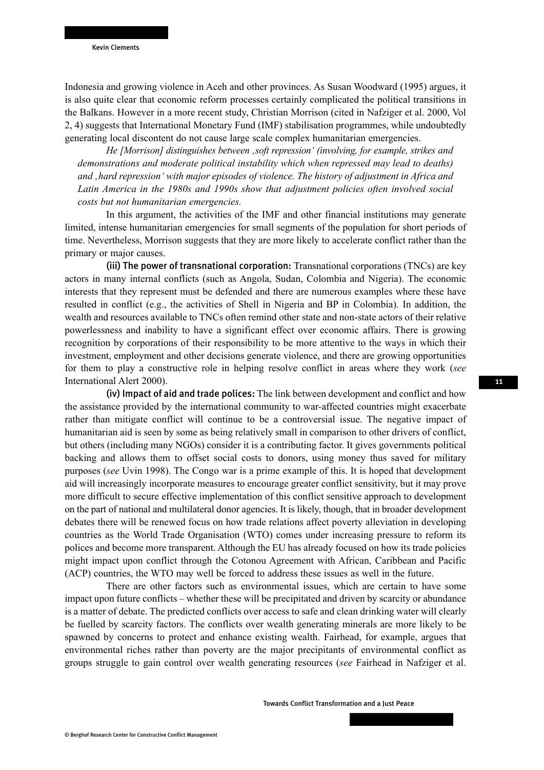Indonesia and growing violence in Aceh and other provinces. As Susan Woodward (1995) argues, it is also quite clear that economic reform processes certainly complicated the political transitions in the Balkans. However in a more recent study, Christian Morrison (cited in Nafziger et al. 2000, Vol 2, 4) suggests that International Monetary Fund (IMF) stabilisation programmes, while undoubtedly generating local discontent do not cause large scale complex humanitarian emergencies.

> *He [Morrison] distinguishes between ‚soft repression‘ (involving, for example, strikes and demonstrations and moderate political instability which when repressed may lead to deaths) and ‚hard repression‘ with major episodes of violence. The history of adjustment in Africa and Latin America in the 1980s and 1990s show that adjustment policies often involved social costs but not humanitarian emergencies.*

In this argument, the activities of the IMF and other financial institutions may generate limited, intense humanitarian emergencies for small segments of the population for short periods of time. Nevertheless, Morrison suggests that they are more likely to accelerate conflict rather than the primary or major causes.

**(iii) The power of transnational corporation:** Transnational corporations (TNCs) are key actors in many internal conflicts (such as Angola, Sudan, Colombia and Nigeria). The economic interests that they represent must be defended and there are numerous examples where these have resulted in conflict (e.g., the activities of Shell in Nigeria and BP in Colombia). In addition, the wealth and resources available to TNCs often remind other state and non-state actors of their relative powerlessness and inability to have a significant effect over economic affairs. There is growing recognition by corporations of their responsibility to be more attentive to the ways in which their investment, employment and other decisions generate violence, and there are growing opportunities for them to play a constructive role in helping resolve conflict in areas where they work (*see* International Alert 2000).

**(iv) Impact of aid and trade polices:** The link between development and conflict and how the assistance provided by the international community to war-affected countries might exacerbate rather than mitigate conflict will continue to be a controversial issue. The negative impact of humanitarian aid is seen by some as being relatively small in comparison to other drivers of conflict, but others (including many NGOs) consider it is a contributing factor. It gives governments political backing and allows them to offset social costs to donors, using money thus saved for military purposes (*see* Uvin 1998). The Congo war is a prime example of this. It is hoped that development aid will increasingly incorporate measures to encourage greater conflict sensitivity, but it may prove more difficult to secure effective implementation of this conflict sensitive approach to development on the part of national and multilateral donor agencies. It is likely, though, that in broader development debates there will be renewed focus on how trade relations affect poverty alleviation in developing countries as the World Trade Organisation (WTO) comes under increasing pressure to reform its polices and become more transparent. Although the EU has already focused on how its trade policies might impact upon conflict through the Cotonou Agreement with African, Caribbean and Pacific (ACP) countries, the WTO may well be forced to address these issues as well in the future.

There are other factors such as environmental issues, which are certain to have some impact upon future conflicts – whether these will be precipitated and driven by scarcity or abundance is a matter of debate. The predicted conflicts over access to safe and clean drinking water will clearly be fuelled by scarcity factors. The conflicts over wealth generating minerals are more likely to be spawned by concerns to protect and enhance existing wealth. Fairhead, for example, argues that environmental riches rather than poverty are the major precipitants of environmental conflict as groups struggle to gain control over wealth generating resources (*see* Fairhead in Nafziger et al.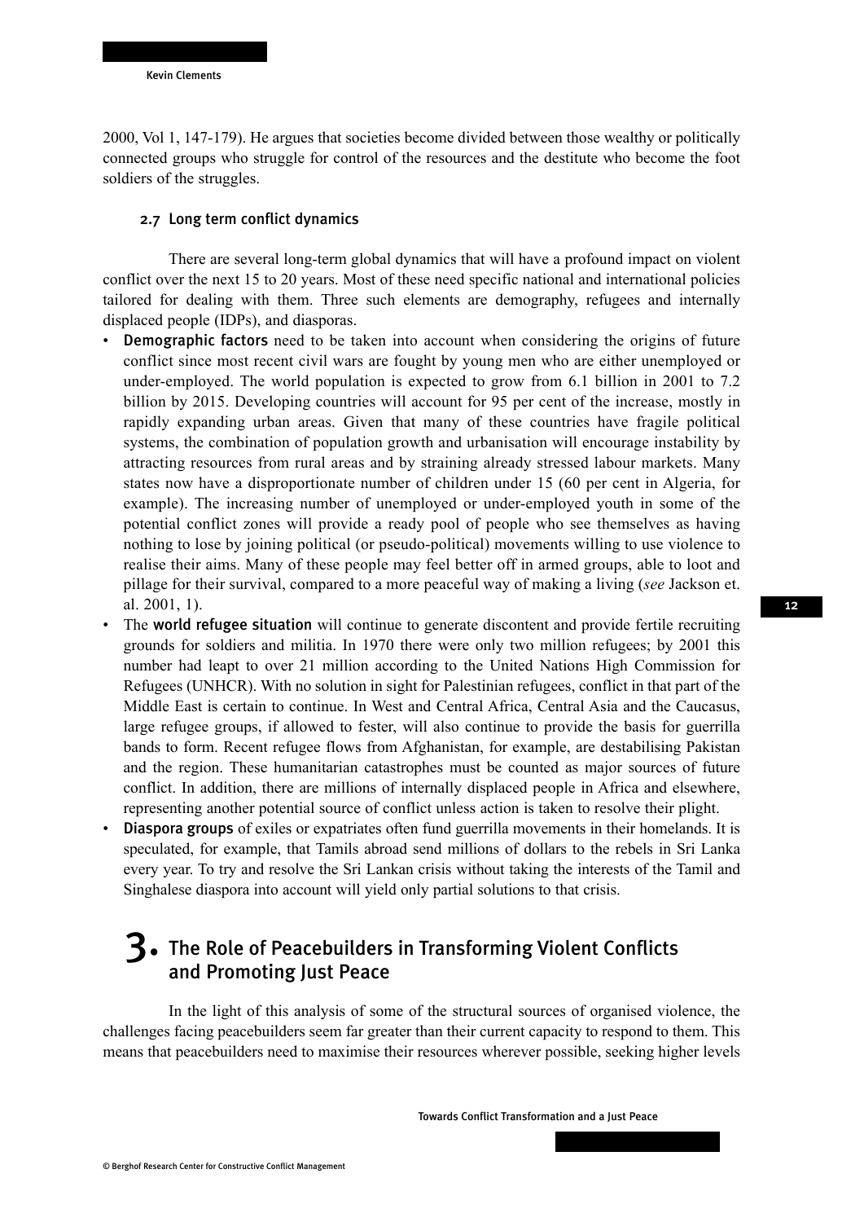2000, Vol 1, 147-179). He argues that societies become divided between those wealthy or politically connected groups who struggle for control of the resources and the destitute who become the foot soldiers of the struggles.

### 2.7 Long term conflict dynamics

There are several long-term global dynamics that will have a profound impact on violent conflict over the next 15 to 20 years. Most of these need specific national and international policies tailored for dealing with them. Three such elements are demography, refugees and internally displaced people (IDPs), and diasporas.

- **Demographic factors** need to be taken into account when considering the origins of future conflict since most recent civil wars are fought by young men who are either unemployed or under-employed. The world population is expected to grow from 6.1 billion in 2001 to 7.2 billion by 2015. Developing countries will account for 95 per cent of the increase, mostly in rapidly expanding urban areas. Given that many of these countries have fragile political systems, the combination of population growth and urbanisation will encourage instability by attracting resources from rural areas and by straining already stressed labour markets. Many states now have a disproportionate number of children under 15 (60 per cent in Algeria, for example). The increasing number of unemployed or under-employed youth in some of the potential conflict zones will provide a ready pool of people who see themselves as having nothing to lose by joining political (or pseudo-political) movements willing to use violence to realise their aims. Many of these people may feel better off in armed groups, able to loot and pillage for their survival, compared to a more peaceful way of making a living (*see* Jackson et. al. 2001, 1).
- The **world refugee situation** will continue to generate discontent and provide fertile recruiting grounds for soldiers and militia. In 1970 there were only two million refugees; by 2001 this number had leapt to over 21 million according to the United Nations High Commission for Refugees (UNHCR). With no solution in sight for Palestinian refugees, conflict in that part of the Middle East is certain to continue. In West and Central Africa, Central Asia and the Caucasus, large refugee groups, if allowed to fester, will also continue to provide the basis for guerrilla bands to form. Recent refugee flows from Afghanistan, for example, are destabilising Pakistan and the region. These humanitarian catastrophes must be counted as major sources of future conflict. In addition, there are millions of internally displaced people in Africa and elsewhere, representing another potential source of conflict unless action is taken to resolve their plight.
- **Diaspora groups** of exiles or expatriates often fund guerrilla movements in their homelands. It is speculated, for example, that Tamils abroad send millions of dollars to the rebels in Sri Lanka every year. To try and resolve the Sri Lankan crisis without taking the interests of the Tamil and Singhalese diaspora into account will yield only partial solutions to that crisis.

## 3. The Role of Peacebuilders in Transforming Violent Conflicts and Promoting Just Peace

In the light of this analysis of some of the structural sources of organised violence, the challenges facing peacebuilders seem far greater than their current capacity to respond to them. This means that peacebuilders need to maximise their resources wherever possible, seeking higher levels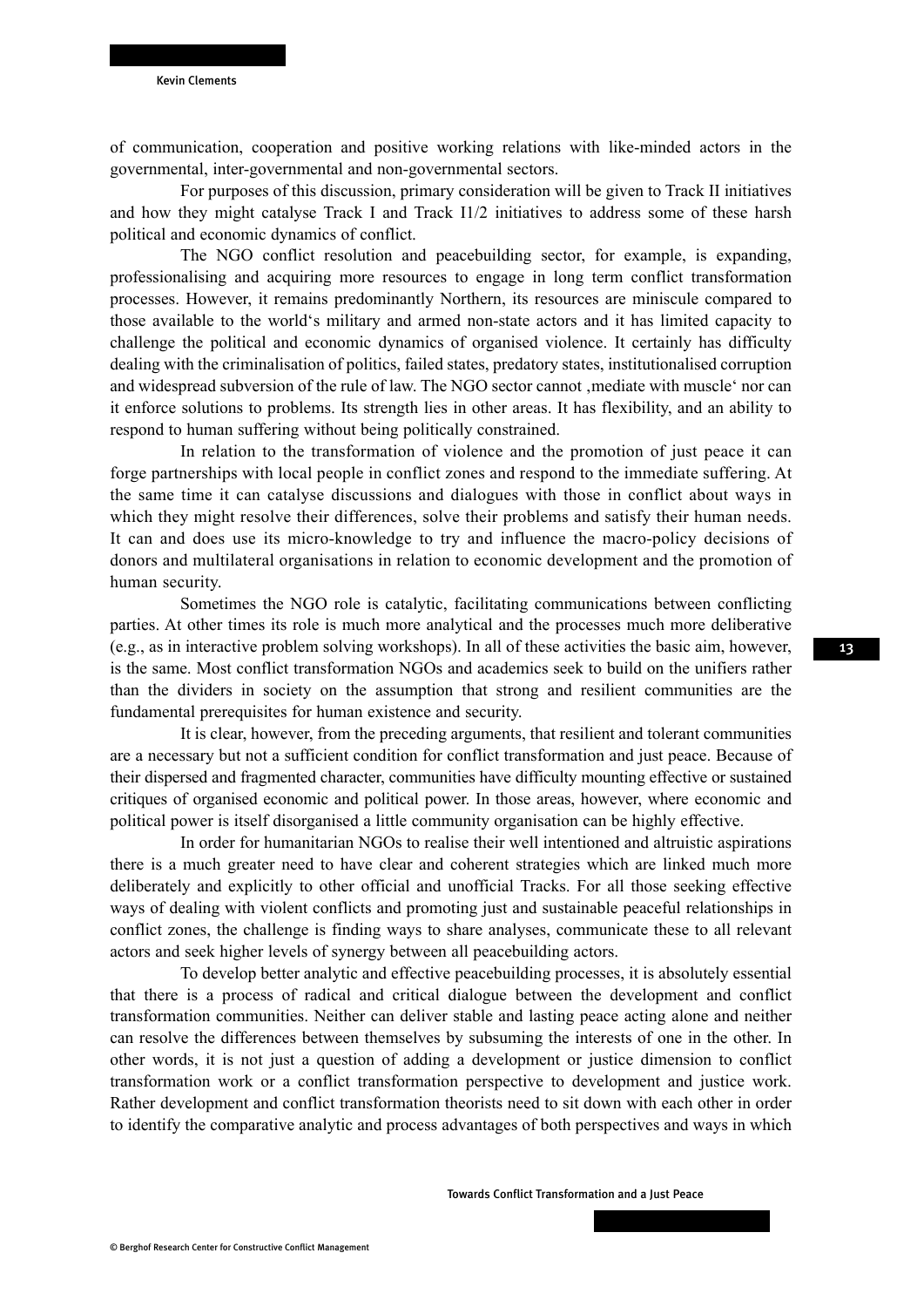of communication, cooperation and positive working relations with like-minded actors in the governmental, inter-governmental and non-governmental sectors.

For purposes of this discussion, primary consideration will be given to Track II initiatives and how they might catalyse Track I and Track I1/2 initiatives to address some of these harsh political and economic dynamics of conflict.

The NGO conflict resolution and peacebuilding sector, for example, is expanding, professionalising and acquiring more resources to engage in long term conflict transformation processes. However, it remains predominantly Northern, its resources are miniscule compared to those available to the world's military and armed non-state actors and it has limited capacity to challenge the political and economic dynamics of organised violence. It certainly has difficulty dealing with the criminalisation of politics, failed states, predatory states, institutionalised corruption and widespread subversion of the rule of law. The NGO sector cannot ‚mediate with muscle' nor can it enforce solutions to problems. Its strength lies in other areas. It has flexibility, and an ability to respond to human suffering without being politically constrained.

In relation to the transformation of violence and the promotion of just peace it can forge partnerships with local people in conflict zones and respond to the immediate suffering. At the same time it can catalyse discussions and dialogues with those in conflict about ways in which they might resolve their differences, solve their problems and satisfy their human needs. It can and does use its micro-knowledge to try and influence the macro-policy decisions of donors and multilateral organisations in relation to economic development and the promotion of human security.

Sometimes the NGO role is catalytic, facilitating communications between conflicting parties. At other times its role is much more analytical and the processes much more deliberative (e.g., as in interactive problem solving workshops). In all of these activities the basic aim, however, is the same. Most conflict transformation NGOs and academics seek to build on the unifiers rather than the dividers in society on the assumption that strong and resilient communities are the fundamental prerequisites for human existence and security.

It is clear, however, from the preceding arguments, that resilient and tolerant communities are a necessary but not a sufficient condition for conflict transformation and just peace. Because of their dispersed and fragmented character, communities have difficulty mounting effective or sustained critiques of organised economic and political power. In those areas, however, where economic and political power is itself disorganised a little community organisation can be highly effective.

In order for humanitarian NGOs to realise their well intentioned and altruistic aspirations there is a much greater need to have clear and coherent strategies which are linked much more deliberately and explicitly to other official and unofficial Tracks. For all those seeking effective ways of dealing with violent conflicts and promoting just and sustainable peaceful relationships in conflict zones, the challenge is finding ways to share analyses, communicate these to all relevant actors and seek higher levels of synergy between all peacebuilding actors.

To develop better analytic and effective peacebuilding processes, it is absolutely essential that there is a process of radical and critical dialogue between the development and conflict transformation communities. Neither can deliver stable and lasting peace acting alone and neither can resolve the differences between themselves by subsuming the interests of one in the other. In other words, it is not just a question of adding a development or justice dimension to conflict transformation work or a conflict transformation perspective to development and justice work. Rather development and conflict transformation theorists need to sit down with each other in order to identify the comparative analytic and process advantages of both perspectives and ways in which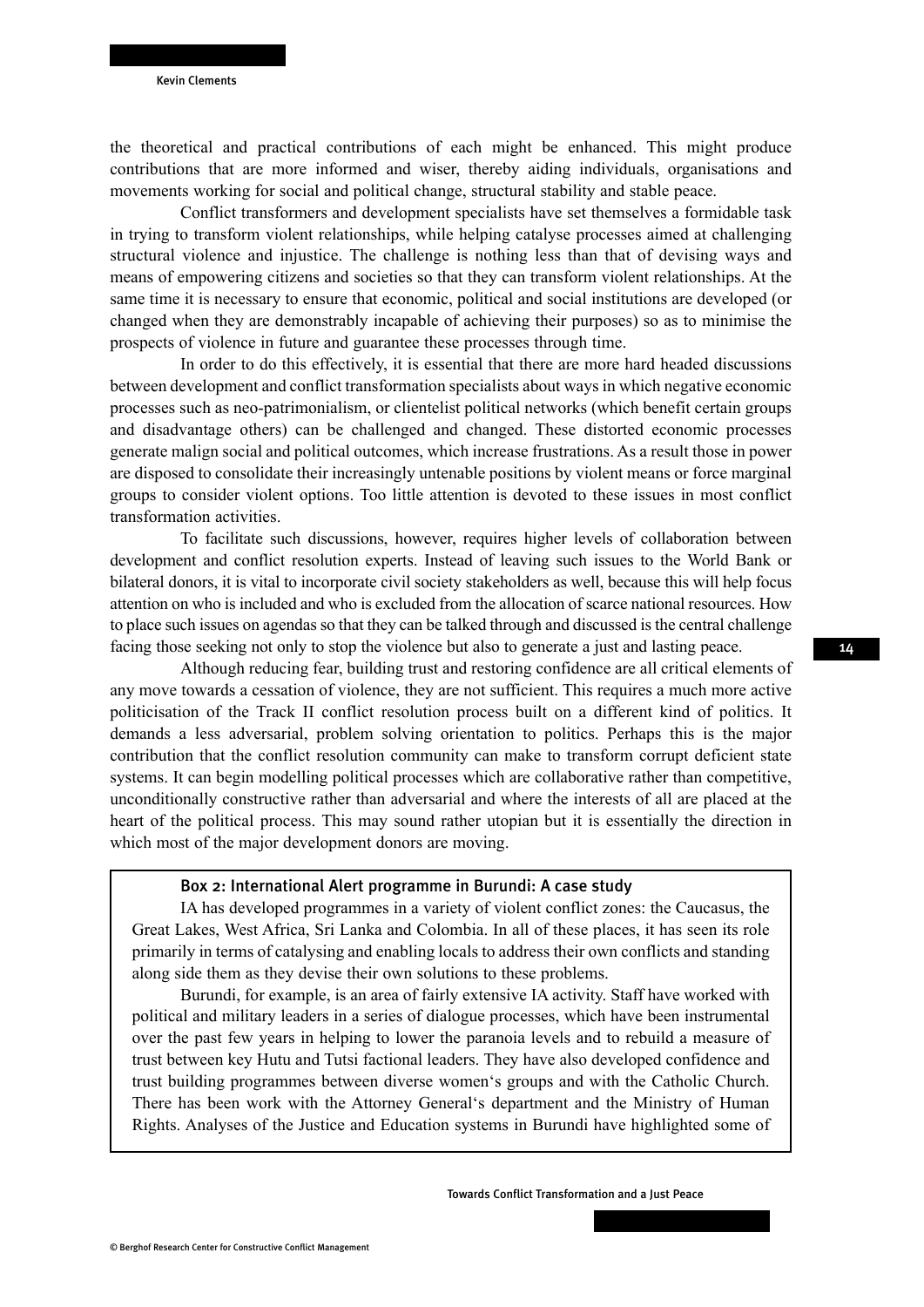the theoretical and practical contributions of each might be enhanced. This might produce contributions that are more informed and wiser, thereby aiding individuals, organisations and movements working for social and political change, structural stability and stable peace.

Conflict transformers and development specialists have set themselves a formidable task in trying to transform violent relationships, while helping catalyse processes aimed at challenging structural violence and injustice. The challenge is nothing less than that of devising ways and means of empowering citizens and societies so that they can transform violent relationships. At the same time it is necessary to ensure that economic, political and social institutions are developed (or changed when they are demonstrably incapable of achieving their purposes) so as to minimise the prospects of violence in future and guarantee these processes through time.

In order to do this effectively, it is essential that there are more hard headed discussions between development and conflict transformation specialists about ways in which negative economic processes such as neo-patrimonialism, or clientelist political networks (which benefit certain groups and disadvantage others) can be challenged and changed. These distorted economic processes generate malign social and political outcomes, which increase frustrations. As a result those in power are disposed to consolidate their increasingly untenable positions by violent means or force marginal groups to consider violent options. Too little attention is devoted to these issues in most conflict transformation activities.

To facilitate such discussions, however, requires higher levels of collaboration between development and conflict resolution experts. Instead of leaving such issues to the World Bank or bilateral donors, it is vital to incorporate civil society stakeholders as well, because this will help focus attention on who is included and who is excluded from the allocation of scarce national resources. How to place such issues on agendas so that they can be talked through and discussed is the central challenge facing those seeking not only to stop the violence but also to generate a just and lasting peace.

Although reducing fear, building trust and restoring confidence are all critical elements of any move towards a cessation of violence, they are not sufficient. This requires a much more active politicisation of the Track II conflict resolution process built on a different kind of politics. It demands a less adversarial, problem solving orientation to politics. Perhaps this is the major contribution that the conflict resolution community can make to transform corrupt deficient state systems. It can begin modelling political processes which are collaborative rather than competitive, unconditionally constructive rather than adversarial and where the interests of all are placed at the heart of the political process. This may sound rather utopian but it is essentially the direction in which most of the major development donors are moving.

> **Box 2: International Alert programme in Burundi: A case study**
>
> IA has developed programmes in a variety of violent conflict zones: the Caucasus, the Great Lakes, West Africa, Sri Lanka and Colombia. In all of these places, it has seen its role primarily in terms of catalysing and enabling locals to address their own conflicts and standing along side them as they devise their own solutions to these problems.
>
> Burundi, for example, is an area of fairly extensive IA activity. Staff have worked with political and military leaders in a series of dialogue processes, which have been instrumental over the past few years in helping to lower the paranoia levels and to rebuild a measure of trust between key Hutu and Tutsi factional leaders. They have also developed confidence and trust building programmes between diverse women's groups and with the Catholic Church. There has been work with the Attorney General's department and the Ministry of Human Rights. Analyses of the Justice and Education systems in Burundi have highlighted some of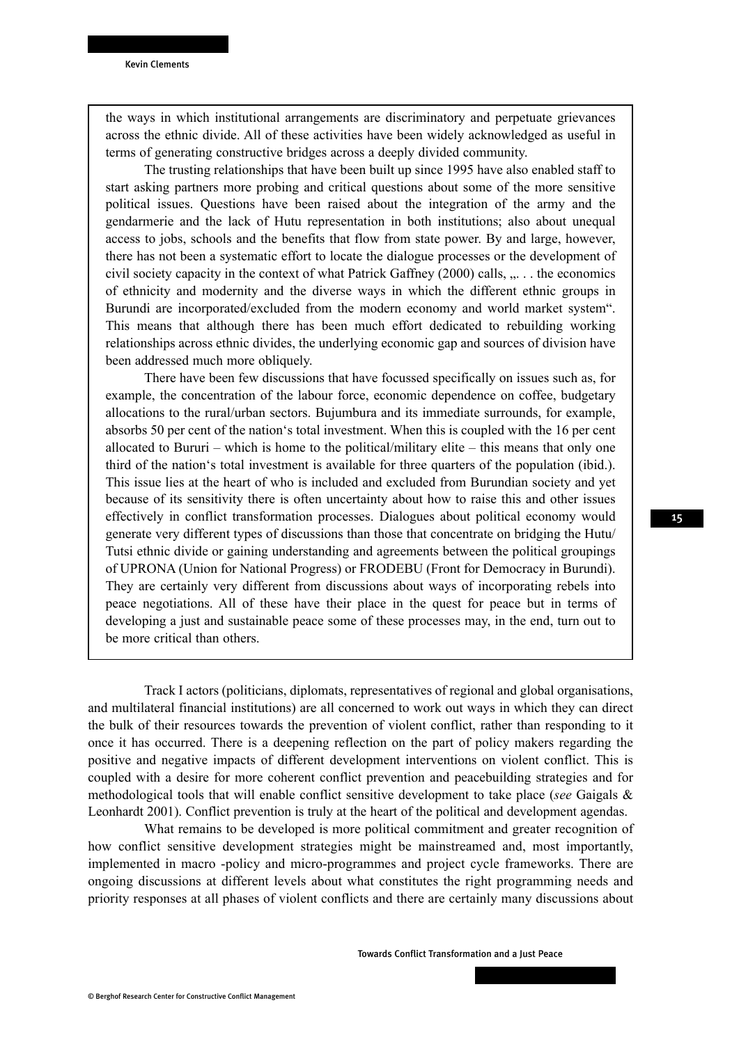the ways in which institutional arrangements are discriminatory and perpetuate grievances across the ethnic divide. All of these activities have been widely acknowledged as useful in terms of generating constructive bridges across a deeply divided community.

The trusting relationships that have been built up since 1995 have also enabled staff to start asking partners more probing and critical questions about some of the more sensitive political issues. Questions have been raised about the integration of the army and the gendarmerie and the lack of Hutu representation in both institutions; also about unequal access to jobs, schools and the benefits that flow from state power. By and large, however, there has not been a systematic effort to locate the dialogue processes or the development of civil society capacity in the context of what Patrick Gaffney (2000) calls, „. . . the economics of ethnicity and modernity and the diverse ways in which the different ethnic groups in Burundi are incorporated/excluded from the modern economy and world market system". This means that although there has been much effort dedicated to rebuilding working relationships across ethnic divides, the underlying economic gap and sources of division have been addressed much more obliquely.

There have been few discussions that have focussed specifically on issues such as, for example, the concentration of the labour force, economic dependence on coffee, budgetary allocations to the rural/urban sectors. Bujumbura and its immediate surrounds, for example, absorbs 50 per cent of the nation's total investment. When this is coupled with the 16 per cent allocated to Bururi – which is home to the political/military elite – this means that only one third of the nation's total investment is available for three quarters of the population (ibid.). This issue lies at the heart of who is included and excluded from Burundian society and yet because of its sensitivity there is often uncertainty about how to raise this and other issues effectively in conflict transformation processes. Dialogues about political economy would generate very different types of discussions than those that concentrate on bridging the Hutu/Tutsi ethnic divide or gaining understanding and agreements between the political groupings of UPRONA (Union for National Progress) or FRODEBU (Front for Democracy in Burundi). They are certainly very different from discussions about ways of incorporating rebels into peace negotiations. All of these have their place in the quest for peace but in terms of developing a just and sustainable peace some of these processes may, in the end, turn out to be more critical than others.

Track I actors (politicians, diplomats, representatives of regional and global organisations, and multilateral financial institutions) are all concerned to work out ways in which they can direct the bulk of their resources towards the prevention of violent conflict, rather than responding to it once it has occurred. There is a deepening reflection on the part of policy makers regarding the positive and negative impacts of different development interventions on violent conflict. This is coupled with a desire for more coherent conflict prevention and peacebuilding strategies and for methodological tools that will enable conflict sensitive development to take place (*see* Gaigals & Leonhardt 2001). Conflict prevention is truly at the heart of the political and development agendas.

What remains to be developed is more political commitment and greater recognition of how conflict sensitive development strategies might be mainstreamed and, most importantly, implemented in macro -policy and micro-programmes and project cycle frameworks. There are ongoing discussions at different levels about what constitutes the right programming needs and priority responses at all phases of violent conflicts and there are certainly many discussions about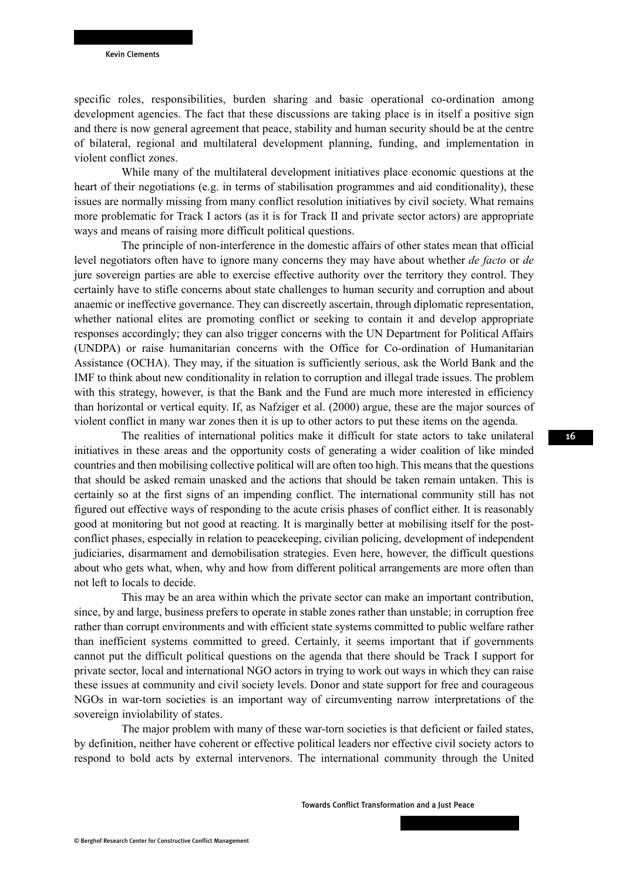specific roles, responsibilities, burden sharing and basic operational co-ordination among development agencies. The fact that these discussions are taking place is in itself a positive sign and there is now general agreement that peace, stability and human security should be at the centre of bilateral, regional and multilateral development planning, funding, and implementation in violent conflict zones.

While many of the multilateral development initiatives place economic questions at the heart of their negotiations (e.g. in terms of stabilisation programmes and aid conditionality), these issues are normally missing from many conflict resolution initiatives by civil society. What remains more problematic for Track I actors (as it is for Track II and private sector actors) are appropriate ways and means of raising more difficult political questions.

The principle of non-interference in the domestic affairs of other states mean that official level negotiators often have to ignore many concerns they may have about whether *de facto* or *de* jure sovereign parties are able to exercise effective authority over the territory they control. They certainly have to stifle concerns about state challenges to human security and corruption and about anaemic or ineffective governance. They can discreetly ascertain, through diplomatic representation, whether national elites are promoting conflict or seeking to contain it and develop appropriate responses accordingly; they can also trigger concerns with the UN Department for Political Affairs (UNDPA) or raise humanitarian concerns with the Office for Co-ordination of Humanitarian Assistance (OCHA). They may, if the situation is sufficiently serious, ask the World Bank and the IMF to think about new conditionality in relation to corruption and illegal trade issues. The problem with this strategy, however, is that the Bank and the Fund are much more interested in efficiency than horizontal or vertical equity. If, as Nafziger et al. (2000) argue, these are the major sources of violent conflict in many war zones then it is up to other actors to put these items on the agenda.

The realities of international politics make it difficult for state actors to take unilateral initiatives in these areas and the opportunity costs of generating a wider coalition of like minded countries and then mobilising collective political will are often too high. This means that the questions that should be asked remain unasked and the actions that should be taken remain untaken. This is certainly so at the first signs of an impending conflict. The international community still has not figured out effective ways of responding to the acute crisis phases of conflict either. It is reasonably good at monitoring but not good at reacting. It is marginally better at mobilising itself for the post-conflict phases, especially in relation to peacekeeping, civilian policing, development of independent judiciaries, disarmament and demobilisation strategies. Even here, however, the difficult questions about who gets what, when, why and how from different political arrangements are more often than not left to locals to decide.

This may be an area within which the private sector can make an important contribution, since, by and large, business prefers to operate in stable zones rather than unstable; in corruption free rather than corrupt environments and with efficient state systems committed to public welfare rather than inefficient systems committed to greed. Certainly, it seems important that if governments cannot put the difficult political questions on the agenda that there should be Track I support for private sector, local and international NGO actors in trying to work out ways in which they can raise these issues at community and civil society levels. Donor and state support for free and courageous NGOs in war-torn societies is an important way of circumventing narrow interpretations of the sovereign inviolability of states.

The major problem with many of these war-torn societies is that deficient or failed states, by definition, neither have coherent or effective political leaders nor effective civil society actors to respond to bold acts by external intervenors. The international community through the United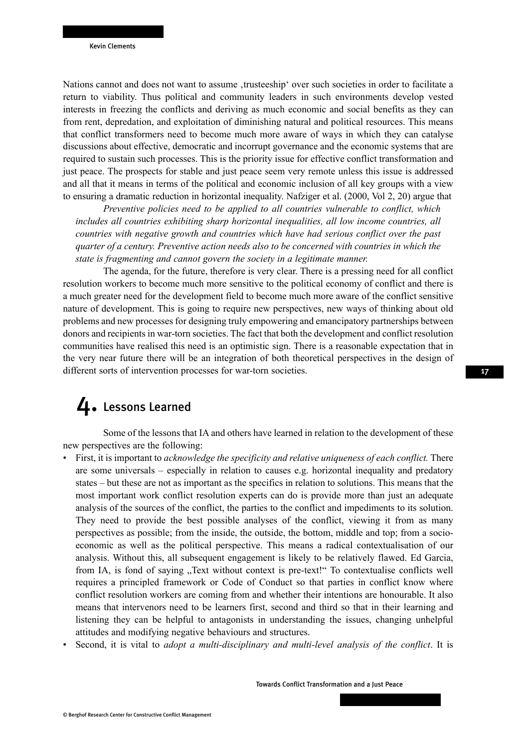Nations cannot and does not want to assume ‚trusteeship' over such societies in order to facilitate a return to viability. Thus political and community leaders in such environments develop vested interests in freezing the conflicts and deriving as much economic and social benefits as they can from rent, depredation, and exploitation of diminishing natural and political resources. This means that conflict transformers need to become much more aware of ways in which they can catalyse discussions about effective, democratic and incorrupt governance and the economic systems that are required to sustain such processes. This is the priority issue for effective conflict transformation and just peace. The prospects for stable and just peace seem very remote unless this issue is addressed and all that it means in terms of the political and economic inclusion of all key groups with a view to ensuring a dramatic reduction in horizontal inequality. Nafziger et al. (2000, Vol 2, 20) argue that

> *Preventive policies need to be applied to all countries vulnerable to conflict, which includes all countries exhibiting sharp horizontal inequalities, all low income countries, all countries with negative growth and countries which have had serious conflict over the past quarter of a century. Preventive action needs also to be concerned with countries in which the state is fragmenting and cannot govern the society in a legitimate manner.*

The agenda, for the future, therefore is very clear. There is a pressing need for all conflict resolution workers to become much more sensitive to the political economy of conflict and there is a much greater need for the development field to become much more aware of the conflict sensitive nature of development. This is going to require new perspectives, new ways of thinking about old problems and new processes for designing truly empowering and emancipatory partnerships between donors and recipients in war-torn societies. The fact that both the development and conflict resolution communities have realised this need is an optimistic sign. There is a reasonable expectation that in the very near future there will be an integration of both theoretical perspectives in the design of different sorts of intervention processes for war-torn societies.

# 4. Lessons Learned

Some of the lessons that IA and others have learned in relation to the development of these new perspectives are the following:

- First, it is important to *acknowledge the specificity and relative uniqueness of each conflict.* There are some universals – especially in relation to causes e.g. horizontal inequality and predatory states – but these are not as important as the specifics in relation to solutions. This means that the most important work conflict resolution experts can do is provide more than just an adequate analysis of the sources of the conflict, the parties to the conflict and impediments to its solution. They need to provide the best possible analyses of the conflict, viewing it from as many perspectives as possible; from the inside, the outside, the bottom, middle and top; from a socio-economic as well as the political perspective. This means a radical contextualisation of our analysis. Without this, all subsequent engagement is likely to be relatively flawed. Ed Garcia, from IA, is fond of saying „Text without context is pre-text!" To contextualise conflicts well requires a principled framework or Code of Conduct so that parties in conflict know where conflict resolution workers are coming from and whether their intentions are honourable. It also means that intervenors need to be learners first, second and third so that in their learning and listening they can be helpful to antagonists in understanding the issues, changing unhelpful attitudes and modifying negative behaviours and structures.
- Second, it is vital to *adopt a multi-disciplinary and multi-level analysis of the conflict*. It is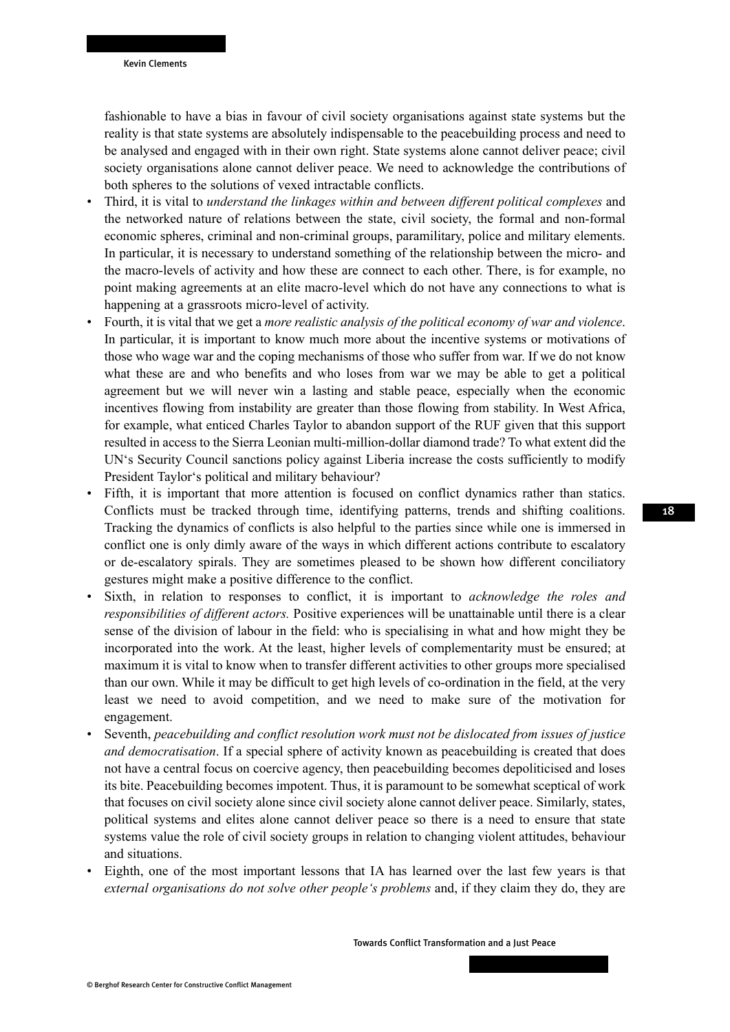fashionable to have a bias in favour of civil society organisations against state systems but the reality is that state systems are absolutely indispensable to the peacebuilding process and need to be analysed and engaged with in their own right. State systems alone cannot deliver peace; civil society organisations alone cannot deliver peace. We need to acknowledge the contributions of both spheres to the solutions of vexed intractable conflicts.

- Third, it is vital to *understand the linkages within and between different political complexes* and the networked nature of relations between the state, civil society, the formal and non-formal economic spheres, criminal and non-criminal groups, paramilitary, police and military elements. In particular, it is necessary to understand something of the relationship between the micro- and the macro-levels of activity and how these are connect to each other. There, is for example, no point making agreements at an elite macro-level which do not have any connections to what is happening at a grassroots micro-level of activity.
- Fourth, it is vital that we get a *more realistic analysis of the political economy of war and violence*. In particular, it is important to know much more about the incentive systems or motivations of those who wage war and the coping mechanisms of those who suffer from war. If we do not know what these are and who benefits and who loses from war we may be able to get a political agreement but we will never win a lasting and stable peace, especially when the economic incentives flowing from instability are greater than those flowing from stability. In West Africa, for example, what enticed Charles Taylor to abandon support of the RUF given that this support resulted in access to the Sierra Leonian multi-million-dollar diamond trade? To what extent did the UN's Security Council sanctions policy against Liberia increase the costs sufficiently to modify President Taylor's political and military behaviour?
- Fifth, it is important that more attention is focused on conflict dynamics rather than statics. Conflicts must be tracked through time, identifying patterns, trends and shifting coalitions. Tracking the dynamics of conflicts is also helpful to the parties since while one is immersed in conflict one is only dimly aware of the ways in which different actions contribute to escalatory or de-escalatory spirals. They are sometimes pleased to be shown how different conciliatory gestures might make a positive difference to the conflict.
- Sixth, in relation to responses to conflict, it is important to *acknowledge the roles and responsibilities of different actors.* Positive experiences will be unattainable until there is a clear sense of the division of labour in the field: who is specialising in what and how might they be incorporated into the work. At the least, higher levels of complementarity must be ensured; at maximum it is vital to know when to transfer different activities to other groups more specialised than our own. While it may be difficult to get high levels of co-ordination in the field, at the very least we need to avoid competition, and we need to make sure of the motivation for engagement.
- Seventh, *peacebuilding and conflict resolution work must not be dislocated from issues of justice and democratisation*. If a special sphere of activity known as peacebuilding is created that does not have a central focus on coercive agency, then peacebuilding becomes depoliticised and loses its bite. Peacebuilding becomes impotent. Thus, it is paramount to be somewhat sceptical of work that focuses on civil society alone since civil society alone cannot deliver peace. Similarly, states, political systems and elites alone cannot deliver peace so there is a need to ensure that state systems value the role of civil society groups in relation to changing violent attitudes, behaviour and situations.
- Eighth, one of the most important lessons that IA has learned over the last few years is that *external organisations do not solve other people's problems* and, if they claim they do, they are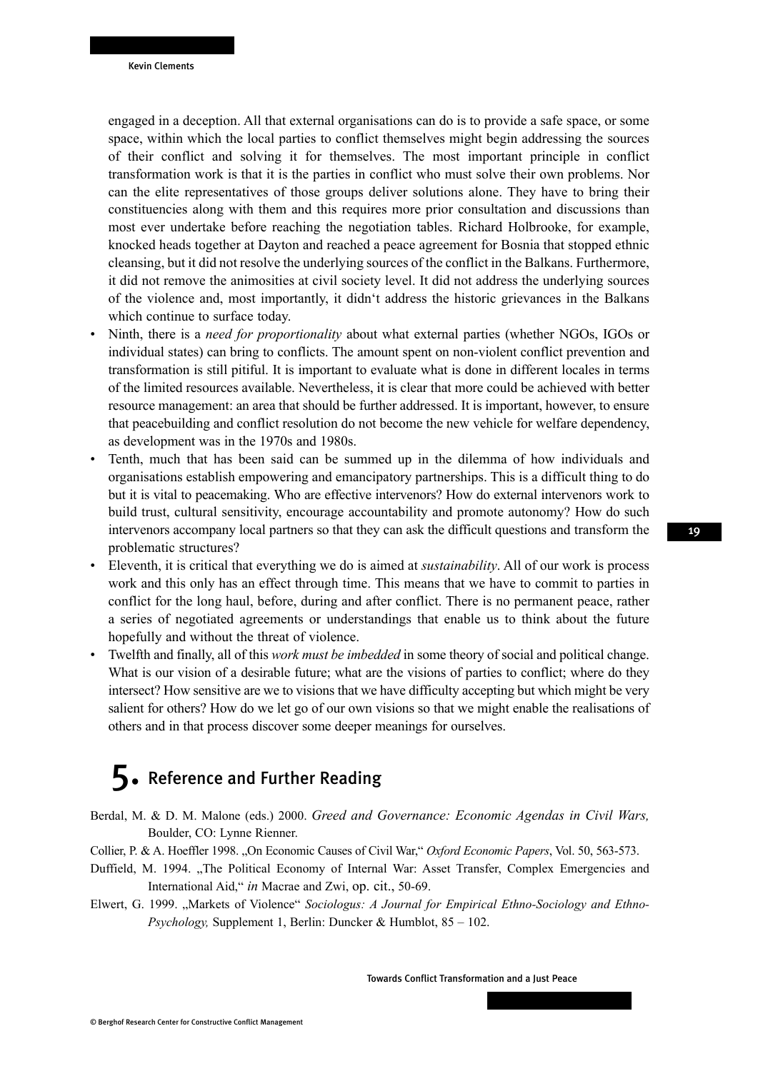engaged in a deception. All that external organisations can do is to provide a safe space, or some space, within which the local parties to conflict themselves might begin addressing the sources of their conflict and solving it for themselves. The most important principle in conflict transformation work is that it is the parties in conflict who must solve their own problems. Nor can the elite representatives of those groups deliver solutions alone. They have to bring their constituencies along with them and this requires more prior consultation and discussions than most ever undertake before reaching the negotiation tables. Richard Holbrooke, for example, knocked heads together at Dayton and reached a peace agreement for Bosnia that stopped ethnic cleansing, but it did not resolve the underlying sources of the conflict in the Balkans. Furthermore, it did not remove the animosities at civil society level. It did not address the underlying sources of the violence and, most importantly, it didn't address the historic grievances in the Balkans which continue to surface today.

- Ninth, there is a *need for proportionality* about what external parties (whether NGOs, IGOs or individual states) can bring to conflicts. The amount spent on non-violent conflict prevention and transformation is still pitiful. It is important to evaluate what is done in different locales in terms of the limited resources available. Nevertheless, it is clear that more could be achieved with better resource management: an area that should be further addressed. It is important, however, to ensure that peacebuilding and conflict resolution do not become the new vehicle for welfare dependency, as development was in the 1970s and 1980s.
- Tenth, much that has been said can be summed up in the dilemma of how individuals and organisations establish empowering and emancipatory partnerships. This is a difficult thing to do but it is vital to peacemaking. Who are effective intervenors? How do external intervenors work to build trust, cultural sensitivity, encourage accountability and promote autonomy? How do such intervenors accompany local partners so that they can ask the difficult questions and transform the problematic structures?
- Eleventh, it is critical that everything we do is aimed at *sustainability*. All of our work is process work and this only has an effect through time. This means that we have to commit to parties in conflict for the long haul, before, during and after conflict. There is no permanent peace, rather a series of negotiated agreements or understandings that enable us to think about the future hopefully and without the threat of violence.
- Twelfth and finally, all of this *work must be imbedded* in some theory of social and political change. What is our vision of a desirable future; what are the visions of parties to conflict; where do they intersect? How sensitive are we to visions that we have difficulty accepting but which might be very salient for others? How do we let go of our own visions so that we might enable the realisations of others and in that process discover some deeper meanings for ourselves.

# 5. Reference and Further Reading

Berdal, M. & D. M. Malone (eds.) 2000. *Greed and Governance: Economic Agendas in Civil Wars,* Boulder, CO: Lynne Rienner.

Collier, P. & A. Hoeffler 1998. „On Economic Causes of Civil War," *Oxford Economic Papers*, Vol. 50, 563-573.

Duffield, M. 1994. „The Political Economy of Internal War: Asset Transfer, Complex Emergencies and International Aid," *in* Macrae and Zwi, op. cit., 50-69.

Elwert, G. 1999. „Markets of Violence" *Sociologus: A Journal for Empirical Ethno-Sociology and Ethno-Psychology,* Supplement 1, Berlin: Duncker & Humblot, 85 – 102.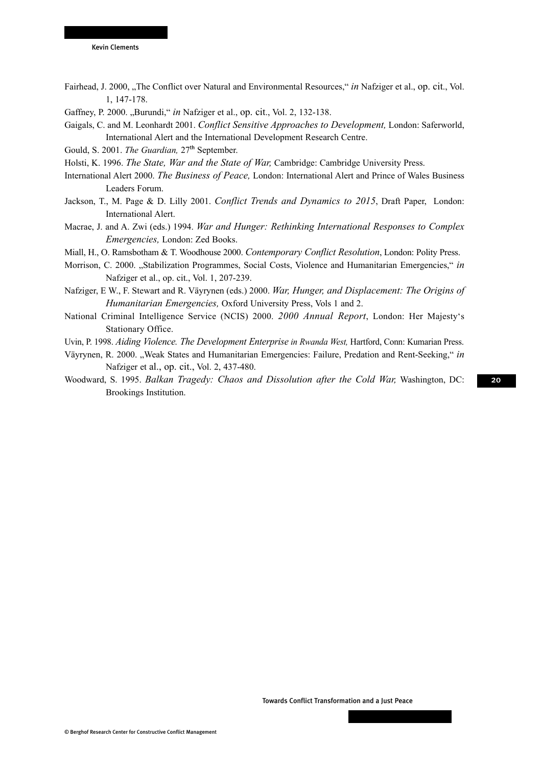Fairhead, J. 2000, „The Conflict over Natural and Environmental Resources," *in* Nafziger et al., op. cit., Vol. 1, 147-178.

Gaffney, P. 2000. „Burundi," *in* Nafziger et al., op. cit., Vol. 2, 132-138.

Gaigals, C. and M. Leonhardt 2001. *Conflict Sensitive Approaches to Development,* London: Saferworld, International Alert and the International Development Research Centre.

Gould, S. 2001. *The Guardian,* 27th September.

Holsti, K. 1996. *The State, War and the State of War,* Cambridge: Cambridge University Press.

International Alert 2000. *The Business of Peace,* London: International Alert and Prince of Wales Business Leaders Forum.

Jackson, T., M. Page & D. Lilly 2001. *Conflict Trends and Dynamics to 2015*, Draft Paper, London: International Alert.

Macrae, J. and A. Zwi (eds.) 1994. *War and Hunger: Rethinking International Responses to Complex Emergencies,* London: Zed Books.

Miall, H., O. Ramsbotham & T. Woodhouse 2000. *Contemporary Conflict Resolution*, London: Polity Press.

Morrison, C. 2000. „Stabilization Programmes, Social Costs, Violence and Humanitarian Emergencies," *in* Nafziger et al., op. cit., Vol. 1, 207-239.

Nafziger, E W., F. Stewart and R. Väyrynen (eds.) 2000. *War, Hunger, and Displacement: The Origins of Humanitarian Emergencies,* Oxford University Press, Vols 1 and 2.

National Criminal Intelligence Service (NCIS) 2000. *2000 Annual Report*, London: Her Majesty's Stationary Office.

Uvin, P. 1998. *Aiding Violence. The Development Enterprise in Rwanda West,* Hartford, Conn: Kumarian Press.

Väyrynen, R. 2000. „Weak States and Humanitarian Emergencies: Failure, Predation and Rent-Seeking," *in* Nafziger et al., op. cit., Vol. 2, 437-480.

Woodward, S. 1995. *Balkan Tragedy: Chaos and Dissolution after the Cold War,* Washington, DC: Brookings Institution.